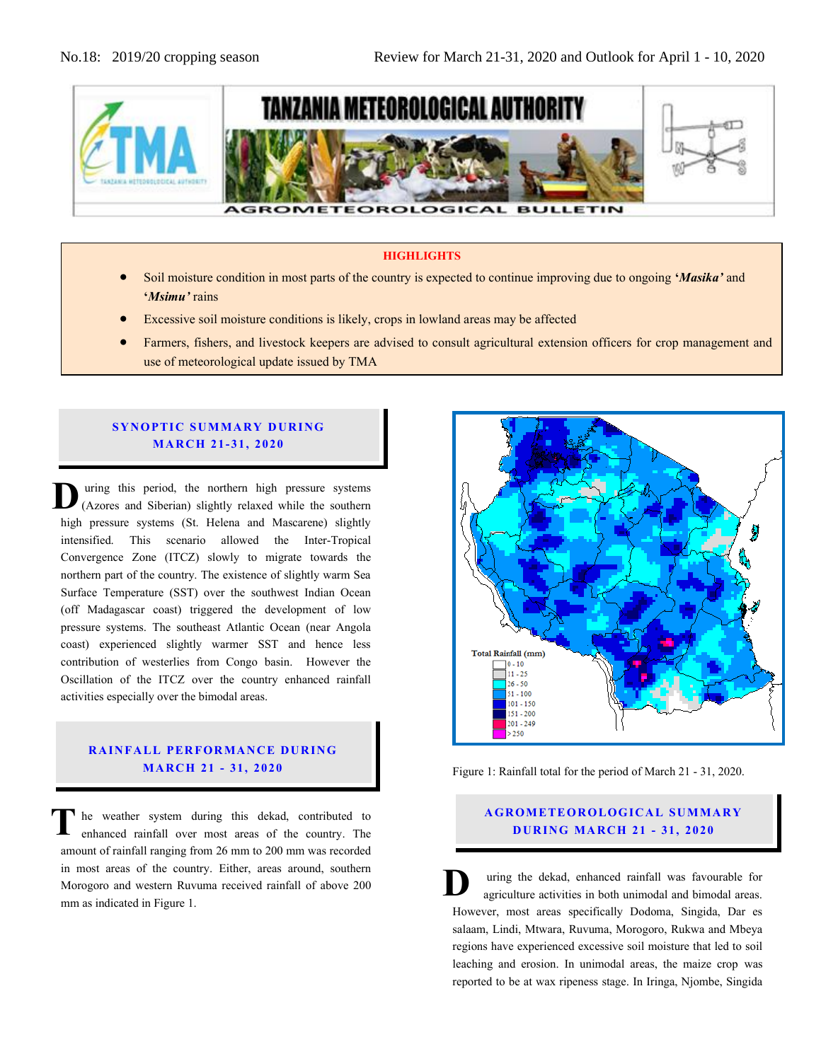No.18: 2019/20 cropping season

Review for March 21-31, 2020 and Outlook for April 1 - 10, 2020

# TANZANIA METEOROLOGICAL AUTHORITY

## AGROMETEOROLOGICAL BULLETIN

**HIGHLIGHTS**

- Soil moisture condition in most parts of the country is expected to continue improving due to ongoing ***'Masika'*** and ***'Msimu'*** rains
- Excessive soil moisture conditions is likely, crops in lowland areas may be affected
- Farmers, fishers, and livestock keepers are advised to consult agricultural extension officers for crop management and use of meteorological update issued by TMA

## SYNOPTIC SUMMARY DURING MARCH 21-31, 2020

During this period, the northern high pressure systems (Azores and Siberian) slightly relaxed while the southern high pressure systems (St. Helena and Mascarene) slightly intensified. This scenario allowed the Inter-Tropical Convergence Zone (ITCZ) slowly to migrate towards the northern part of the country. The existence of slightly warm Sea Surface Temperature (SST) over the southwest Indian Ocean (off Madagascar coast) triggered the development of low pressure systems. The southeast Atlantic Ocean (near Angola coast) experienced slightly warmer SST and hence less contribution of westerlies from Congo basin. However the Oscillation of the ITCZ over the country enhanced rainfall activities especially over the bimodal areas.

## RAINFALL PERFORMANCE DURING MARCH 21 - 31, 2020

The weather system during this dekad, contributed to enhanced rainfall over most areas of the country. The amount of rainfall ranging from 26 mm to 200 mm was recorded in most areas of the country. Either, areas around, southern Morogoro and western Ruvuma received rainfall of above 200 mm as indicated in Figure 1.

Total Rainfall (mm)
0 - 10
11 - 25
26 - 50
51 - 100
101 - 150
151 - 200
201 - 249
> 250

Figure 1: Rainfall total for the period of March 21 - 31, 2020.

## AGROMETEOROLOGICAL SUMMARY DURING MARCH 21 - 31, 2020

During the dekad, enhanced rainfall was favourable for agriculture activities in both unimodal and bimodal areas. However, most areas specifically Dodoma, Singida, Dar es salaam, Lindi, Mtwara, Ruvuma, Morogoro, Rukwa and Mbeya regions have experienced excessive soil moisture that led to soil leaching and erosion. In unimodal areas, the maize crop was reported to be at wax ripeness stage. In Iringa, Njombe, Singida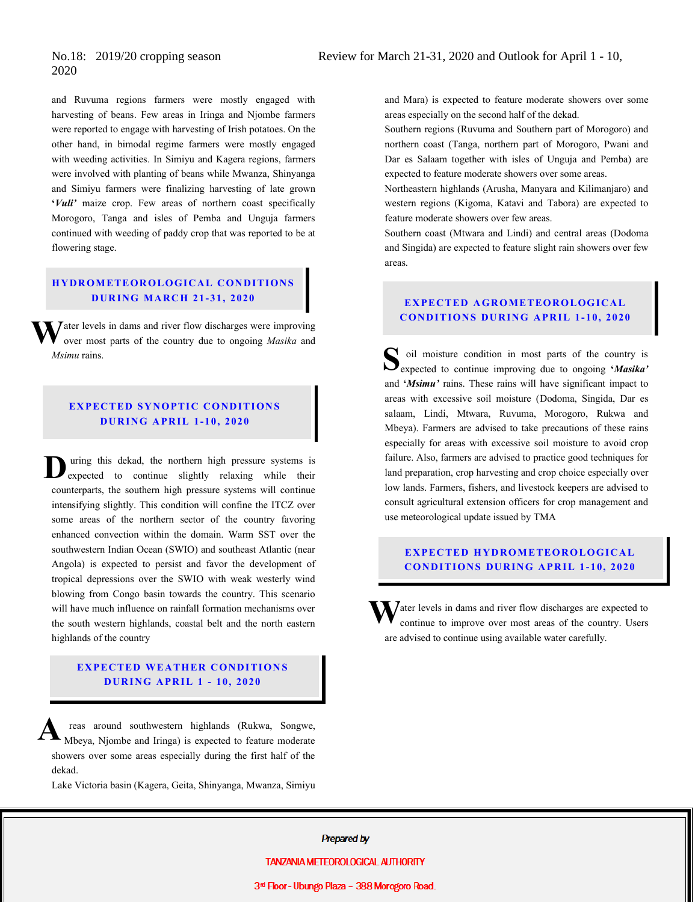and Ruvuma regions farmers were mostly engaged with harvesting of beans. Few areas in Iringa and Njombe farmers were reported to engage with harvesting of Irish potatoes. On the other hand, in bimodal regime farmers were mostly engaged with weeding activities. In Simiyu and Kagera regions, farmers were involved with planting of beans while Mwanza, Shinyanga and Simiyu farmers were finalizing harvesting of late grown ***'Vuli'*** maize crop. Few areas of northern coast specifically Morogoro, Tanga and isles of Pemba and Unguja farmers continued with weeding of paddy crop that was reported to be at flowering stage.

## HYDROMETEOROLOGICAL CONDITIONS DURING MARCH 21-31, 2020

Water levels in dams and river flow discharges were improving over most parts of the country due to ongoing *Masika* and *Msimu* rains.

## EXPECTED SYNOPTIC CONDITIONS DURING APRIL 1-10, 2020

During this dekad, the northern high pressure systems is expected to continue slightly relaxing while their counterparts, the southern high pressure systems will continue intensifying slightly. This condition will confine the ITCZ over some areas of the northern sector of the country favoring enhanced convection within the domain. Warm SST over the southwestern Indian Ocean (SWIO) and southeast Atlantic (near Angola) is expected to persist and favor the development of tropical depressions over the SWIO with weak westerly wind blowing from Congo basin towards the country. This scenario will have much influence on rainfall formation mechanisms over the south western highlands, coastal belt and the north eastern highlands of the country

## EXPECTED WEATHER CONDITIONS DURING APRIL 1 - 10, 2020

Areas around southwestern highlands (Rukwa, Songwe, Mbeya, Njombe and Iringa) is expected to feature moderate showers over some areas especially during the first half of the dekad.

Lake Victoria basin (Kagera, Geita, Shinyanga, Mwanza, Simiyu and Mara) is expected to feature moderate showers over some areas especially on the second half of the dekad.

Southern regions (Ruvuma and Southern part of Morogoro) and northern coast (Tanga, northern part of Morogoro, Pwani and Dar es Salaam together with isles of Unguja and Pemba) are expected to feature moderate showers over some areas.

Northeastern highlands (Arusha, Manyara and Kilimanjaro) and western regions (Kigoma, Katavi and Tabora) are expected to feature moderate showers over few areas.

Southern coast (Mtwara and Lindi) and central areas (Dodoma and Singida) are expected to feature slight rain showers over few areas.

## EXPECTED AGROMETEOROLOGICAL CONDITIONS DURING APRIL 1-10, 2020

Soil moisture condition in most parts of the country is expected to continue improving due to ongoing ***'Masika'*** and ***'Msimu'*** rains. These rains will have significant impact to areas with excessive soil moisture (Dodoma, Singida, Dar es salaam, Lindi, Mtwara, Ruvuma, Morogoro, Rukwa and Mbeya). Farmers are advised to take precautions of these rains especially for areas with excessive soil moisture to avoid crop failure. Also, farmers are advised to practice good techniques for land preparation, crop harvesting and crop choice especially over low lands. Farmers, fishers, and livestock keepers are advised to consult agricultural extension officers for crop management and use meteorological update issued by TMA

## EXPECTED HYDROMETEOROLOGICAL CONDITIONS DURING APRIL 1-10, 2020

Water levels in dams and river flow discharges are expected to continue to improve over most areas of the country. Users are advised to continue using available water carefully.

*Prepared by*

TANZANIA METEOROLOGICAL AUTHORITY

3rd Floor - Ubungo Plaza – 388 Morogoro Road.